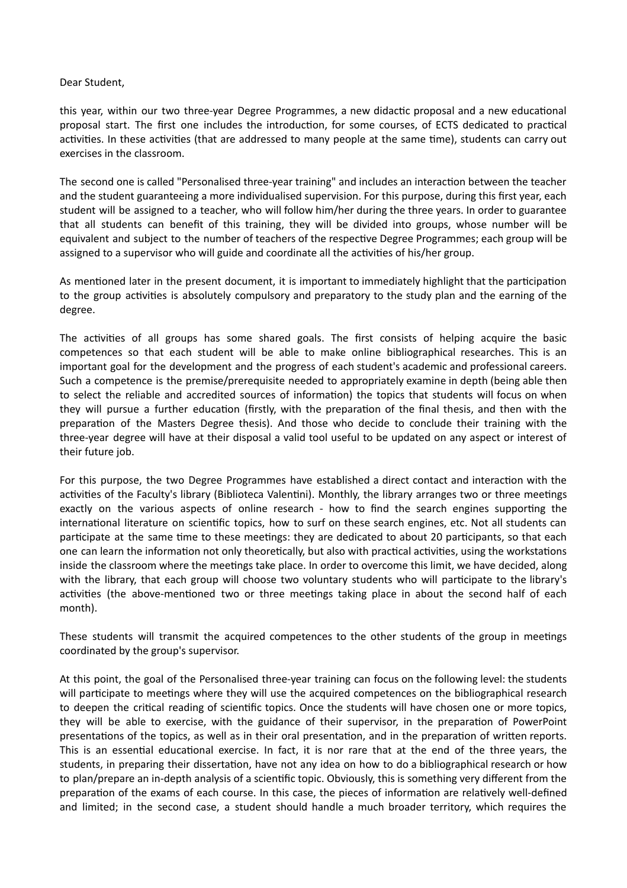Dear Student,

this year, within our two three-year Degree Programmes, a new didactic proposal and a new educational proposal start. The first one includes the introduction, for some courses, of ECTS dedicated to practical activities. In these activities (that are addressed to many people at the same time), students can carry out exercises in the classroom.

The second one is called "Personalised three-year training" and includes an interaction between the teacher and the student guaranteeing a more individualised supervision. For this purpose, during this first year, each student will be assigned to a teacher, who will follow him/her during the three years. In order to guarantee that all students can benefit of this training, they will be divided into groups, whose number will be equivalent and subject to the number of teachers of the respective Degree Programmes; each group will be assigned to a supervisor who will guide and coordinate all the activities of his/her group.

As mentioned later in the present document, it is important to immediately highlight that the participation to the group activities is absolutely compulsory and preparatory to the study plan and the earning of the degree.

The activities of all groups has some shared goals. The first consists of helping acquire the basic competences so that each student will be able to make online bibliographical researches. This is an important goal for the development and the progress of each student's academic and professional careers. Such a competence is the premise/prerequisite needed to appropriately examine in depth (being able then to select the reliable and accredited sources of information) the topics that students will focus on when they will pursue a further education (firstly, with the preparation of the final thesis, and then with the preparation of the Masters Degree thesis). And those who decide to conclude their training with the three-year degree will have at their disposal a valid tool useful to be updated on any aspect or interest of their future job.

For this purpose, the two Degree Programmes have established a direct contact and interaction with the activities of the Faculty's library (Biblioteca Valentini). Monthly, the library arranges two or three meetings exactly on the various aspects of online research - how to find the search engines supporting the international literature on scientific topics, how to surf on these search engines, etc. Not all students can participate at the same time to these meetings: they are dedicated to about 20 participants, so that each one can learn the information not only theoretically, but also with practical activities, using the workstations inside the classroom where the meetings take place. In order to overcome this limit, we have decided, along with the library, that each group will choose two voluntary students who will participate to the library's activities (the above-mentioned two or three meetings taking place in about the second half of each month).

These students will transmit the acquired competences to the other students of the group in meetings coordinated by the group's supervisor.

At this point, the goal of the Personalised three-year training can focus on the following level: the students will participate to meetings where they will use the acquired competences on the bibliographical research to deepen the critical reading of scientific topics. Once the students will have chosen one or more topics, they will be able to exercise, with the guidance of their supervisor, in the preparation of PowerPoint presentations of the topics, as well as in their oral presentation, and in the preparation of written reports. This is an essential educational exercise. In fact, it is nor rare that at the end of the three years, the students, in preparing their dissertation, have not any idea on how to do a bibliographical research or how to plan/prepare an in-depth analysis of a scientific topic. Obviously, this is something very different from the preparation of the exams of each course. In this case, the pieces of information are relatively well-defined and limited; in the second case, a student should handle a much broader territory, which requires the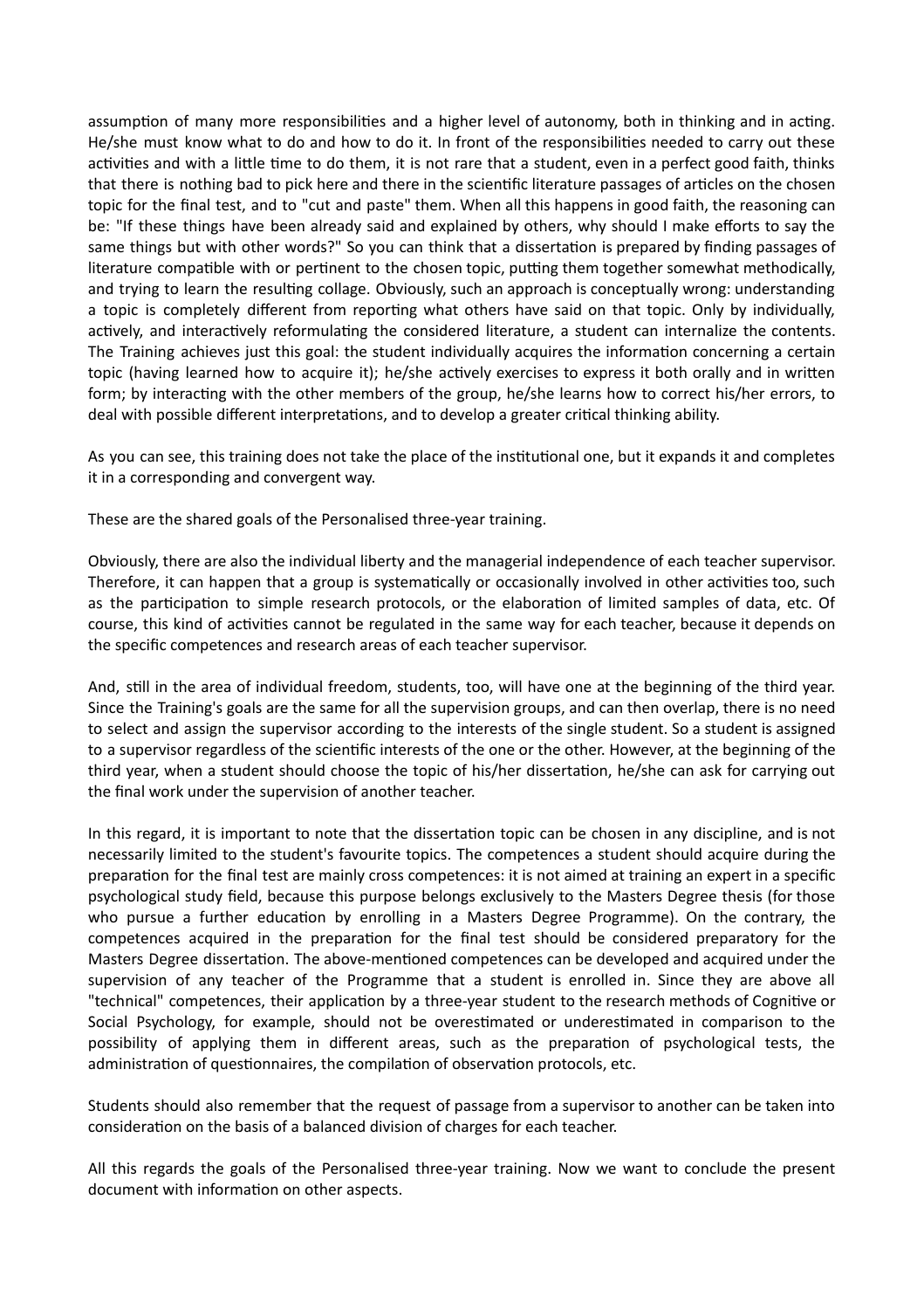assumption of many more responsibilities and a higher level of autonomy, both in thinking and in acting. He/she must know what to do and how to do it. In front of the responsibilities needed to carry out these activities and with a little time to do them, it is not rare that a student, even in a perfect good faith, thinks that there is nothing bad to pick here and there in the scientific literature passages of articles on the chosen topic for the final test, and to "cut and paste" them. When all this happens in good faith, the reasoning can be: "If these things have been already said and explained by others, why should I make efforts to say the same things but with other words?" So you can think that a dissertation is prepared by finding passages of literature compatible with or pertinent to the chosen topic, putting them together somewhat methodically, and trying to learn the resulting collage. Obviously, such an approach is conceptually wrong: understanding a topic is completely different from reporting what others have said on that topic. Only by individually, actively, and interactively reformulating the considered literature, a student can internalize the contents. The Training achieves just this goal: the student individually acquires the information concerning a certain topic (having learned how to acquire it); he/she actively exercises to express it both orally and in written form; by interacting with the other members of the group, he/she learns how to correct his/her errors, to deal with possible different interpretations, and to develop a greater critical thinking ability.

As you can see, this training does not take the place of the institutional one, but it expands it and completes it in a corresponding and convergent way.

These are the shared goals of the Personalised three-year training.

Obviously, there are also the individual liberty and the managerial independence of each teacher supervisor. Therefore, it can happen that a group is systematically or occasionally involved in other activities too, such as the participation to simple research protocols, or the elaboration of limited samples of data, etc. Of course, this kind of activities cannot be regulated in the same way for each teacher, because it depends on the specific competences and research areas of each teacher supervisor.

And, still in the area of individual freedom, students, too, will have one at the beginning of the third year. Since the Training's goals are the same for all the supervision groups, and can then overlap, there is no need to select and assign the supervisor according to the interests of the single student. So a student is assigned to a supervisor regardless of the scientific interests of the one or the other. However, at the beginning of the third year, when a student should choose the topic of his/her dissertation, he/she can ask for carrying out the final work under the supervision of another teacher.

In this regard, it is important to note that the dissertation topic can be chosen in any discipline, and is not necessarily limited to the student's favourite topics. The competences a student should acquire during the preparation for the final test are mainly cross competences: it is not aimed at training an expert in a specific psychological study field, because this purpose belongs exclusively to the Masters Degree thesis (for those who pursue a further education by enrolling in a Masters Degree Programme). On the contrary, the competences acquired in the preparation for the final test should be considered preparatory for the Masters Degree dissertation. The above-mentioned competences can be developed and acquired under the supervision of any teacher of the Programme that a student is enrolled in. Since they are above all "technical" competences, their application by a three-year student to the research methods of Cognitive or Social Psychology, for example, should not be overestimated or underestimated in comparison to the possibility of applying them in different areas, such as the preparation of psychological tests, the administration of questionnaires, the compilation of observation protocols, etc.

Students should also remember that the request of passage from a supervisor to another can be taken into consideration on the basis of a balanced division of charges for each teacher.

All this regards the goals of the Personalised three-year training. Now we want to conclude the present document with information on other aspects.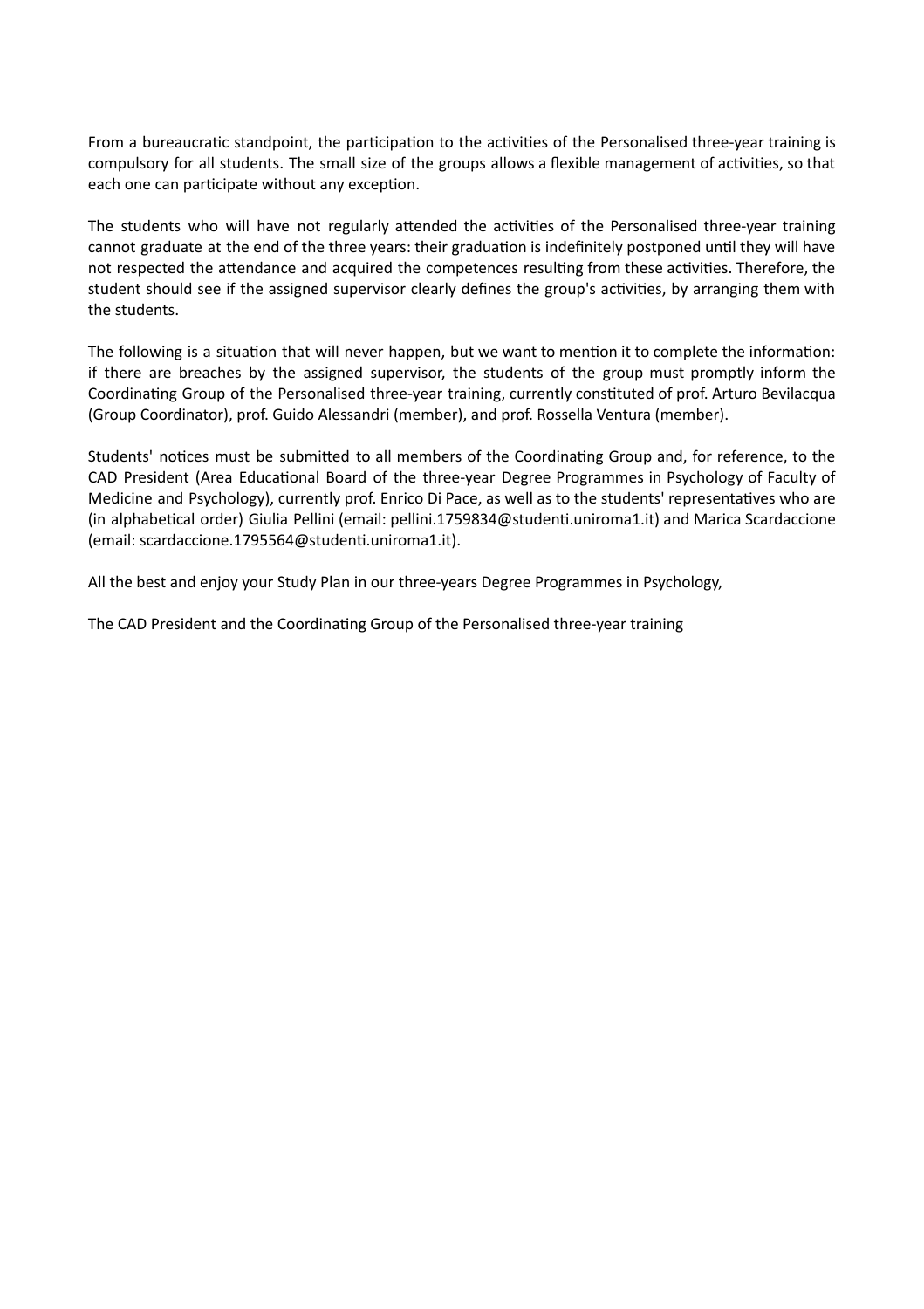From a bureaucratic standpoint, the participation to the activities of the Personalised three-year training is compulsory for all students. The small size of the groups allows a flexible management of activities, so that each one can participate without any exception.

The students who will have not regularly attended the activities of the Personalised three-year training cannot graduate at the end of the three years: their graduation is indefinitely postponed until they will have not respected the attendance and acquired the competences resulting from these activities. Therefore, the student should see if the assigned supervisor clearly defines the group's activities, by arranging them with the students.

The following is a situation that will never happen, but we want to mention it to complete the information: if there are breaches by the assigned supervisor, the students of the group must promptly inform the Coordinating Group of the Personalised three-year training, currently constituted of prof. Arturo Bevilacqua (Group Coordinator), prof. Guido Alessandri (member), and prof. Rossella Ventura (member).

Students' notices must be submitted to all members of the Coordinating Group and, for reference, to the CAD President (Area Educational Board of the three-year Degree Programmes in Psychology of Faculty of Medicine and Psychology), currently prof. Enrico Di Pace, as well as to the students' representatives who are (in alphabetical order) Giulia Pellini (email: pellini.1759834@studenti.uniroma1.it) and Marica Scardaccione (email: scardaccione.1795564@studenti.uniroma1.it).

All the best and enjoy your Study Plan in our three-years Degree Programmes in Psychology,

The CAD President and the Coordinating Group of the Personalised three-year training